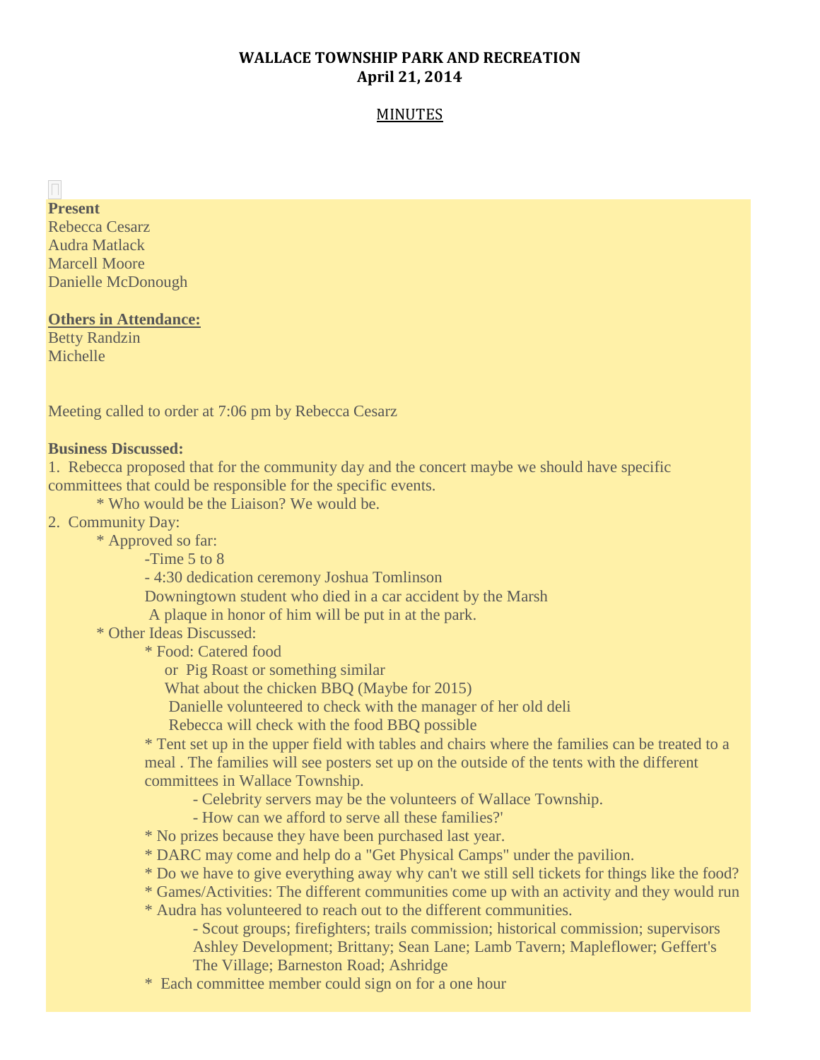**WALLACE TOWNSHIP PARK AND RECREATION**
**April 21, 2014**

MINUTES

**Present**
Rebecca Cesarz
Audra Matlack
Marcell Moore
Danielle McDonough

**Others in Attendance:**
Betty Randzin
Michelle

Meeting called to order at 7:06 pm by Rebecca Cesarz

**Business Discussed:**

1. Rebecca proposed that for the community day and the concert maybe we should have specific committees that could be responsible for the specific events.
   * Who would be the Liaison? We would be.
2. Community Day:
   * Approved so far:
     - Time 5 to 8
     - 4:30 dedication ceremony Joshua Tomlinson
     Downingtown student who died in a car accident by the Marsh
     A plaque in honor of him will be put in at the park.
   * Other Ideas Discussed:
     * Food: Catered food
       or Pig Roast or something similar
       What about the chicken BBQ (Maybe for 2015)
       Danielle volunteered to check with the manager of her old deli
       Rebecca will check with the food BBQ possible
     * Tent set up in the upper field with tables and chairs where the families can be treated to a meal . The families will see posters set up on the outside of the tents with the different committees in Wallace Township.
       - Celebrity servers may be the volunteers of Wallace Township.
       - How can we afford to serve all these families?'
     * No prizes because they have been purchased last year.
     * DARC may come and help do a "Get Physical Camps" under the pavilion.
     * Do we have to give everything away why can't we still sell tickets for things like the food?
     * Games/Activities: The different communities come up with an activity and they would run
     * Audra has volunteered to reach out to the different communities.
       - Scout groups; firefighters; trails commission; historical commission; supervisors Ashley Development; Brittany; Sean Lane; Lamb Tavern; Mapleflower; Geffert's The Village; Barneston Road; Ashridge
     * Each committee member could sign on for a one hour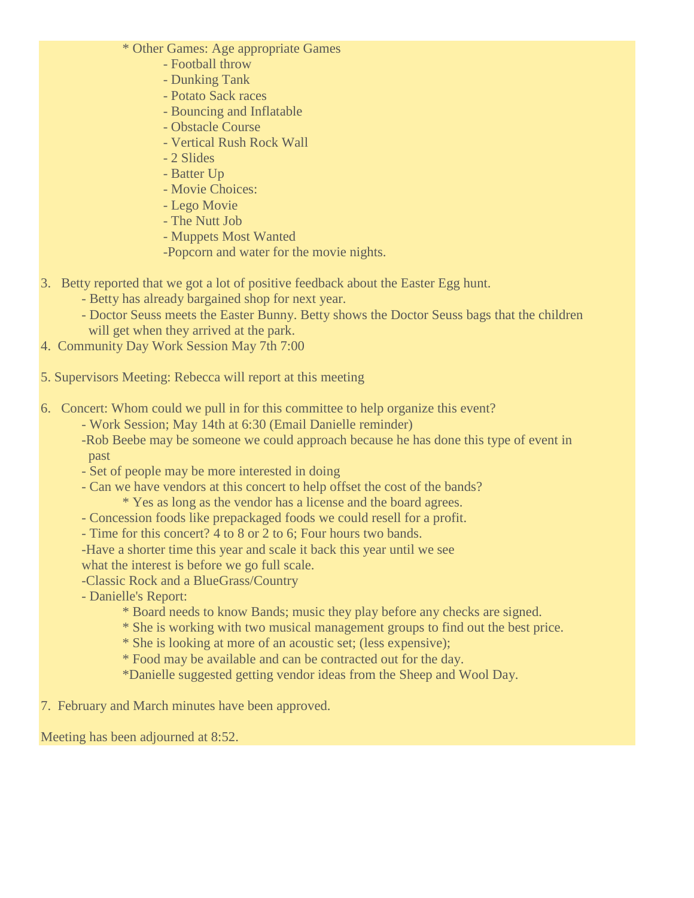* Other Games: Age appropriate Games
    - Football throw
    - Dunking Tank
    - Potato Sack races
    - Bouncing and Inflatable
    - Obstacle Course
    - Vertical Rush Rock Wall
    - 2 Slides
    - Batter Up
    - Movie Choices:
    - Lego Movie
    - The Nutt Job
    - Muppets Most Wanted
    - Popcorn and water for the movie nights.

3. Betty reported that we got a lot of positive feedback about the Easter Egg hunt.
    - Betty has already bargained shop for next year.
    - Doctor Seuss meets the Easter Bunny. Betty shows the Doctor Seuss bags that the children will get when they arrived at the park.
4. Community Day Work Session May 7th 7:00

5. Supervisors Meeting: Rebecca will report at this meeting

6. Concert: Whom could we pull in for this committee to help organize this event?
    - Work Session; May 14th at 6:30 (Email Danielle reminder)
    - Rob Beebe may be someone we could approach because he has done this type of event in past
    - Set of people may be more interested in doing
    - Can we have vendors at this concert to help offset the cost of the bands?
        * Yes as long as the vendor has a license and the board agrees.
    - Concession foods like prepackaged foods we could resell for a profit.
    - Time for this concert? 4 to 8 or 2 to 6; Four hours two bands.
    - Have a shorter time this year and scale it back this year until we see what the interest is before we go full scale.
    - Classic Rock and a BlueGrass/Country
    - Danielle's Report:
        * Board needs to know Bands; music they play before any checks are signed.
        * She is working with two musical management groups to find out the best price.
        * She is looking at more of an acoustic set; (less expensive);
        * Food may be available and can be contracted out for the day.
        * Danielle suggested getting vendor ideas from the Sheep and Wool Day.

7. February and March minutes have been approved.

Meeting has been adjourned at 8:52.